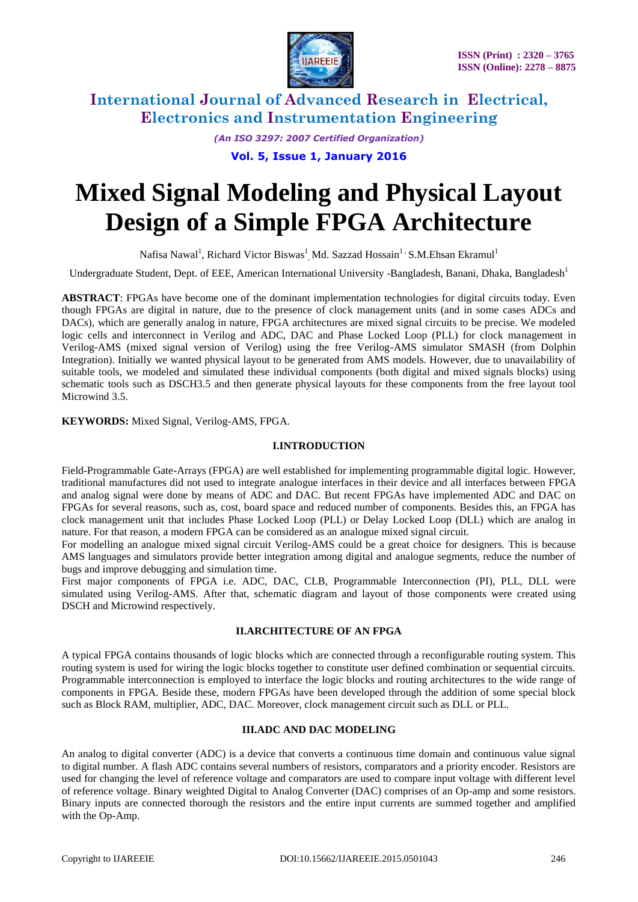# Mixed Signal Modeling and Physical Layout Design of a Simple FPGA Architecture

Nafisa Nawal[1], Richard Victor Biswas[1], Md. Sazzad Hossain[1], S.M.Ehsan Ekramul[1]

Undergraduate Student, Dept. of EEE, American International University -Bangladesh, Banani, Dhaka, Bangladesh[1]

**ABSTRACT**: FPGAs have become one of the dominant implementation technologies for digital circuits today. Even though FPGAs are digital in nature, due to the presence of clock management units (and in some cases ADCs and DACs), which are generally analog in nature, FPGA architectures are mixed signal circuits to be precise. We modeled logic cells and interconnect in Verilog and ADC, DAC and Phase Locked Loop (PLL) for clock management in Verilog-AMS (mixed signal version of Verilog) using the free Verilog-AMS simulator SMASH (from Dolphin Integration). Initially we wanted physical layout to be generated from AMS models. However, due to unavailability of suitable tools, we modeled and simulated these individual components (both digital and mixed signals blocks) using schematic tools such as DSCH3.5 and then generate physical layouts for these components from the free layout tool Microwind 3.5.

**KEYWORDS:** Mixed Signal, Verilog-AMS, FPGA.

## I.INTRODUCTION

Field-Programmable Gate-Arrays (FPGA) are well established for implementing programmable digital logic. However, traditional manufactures did not used to integrate analogue interfaces in their device and all interfaces between FPGA and analog signal were done by means of ADC and DAC. But recent FPGAs have implemented ADC and DAC on FPGAs for several reasons, such as, cost, board space and reduced number of components. Besides this, an FPGA has clock management unit that includes Phase Locked Loop (PLL) or Delay Locked Loop (DLL) which are analog in nature. For that reason, a modern FPGA can be considered as an analogue mixed signal circuit.

For modelling an analogue mixed signal circuit Verilog-AMS could be a great choice for designers. This is because AMS languages and simulators provide better integration among digital and analogue segments, reduce the number of bugs and improve debugging and simulation time.

First major components of FPGA i.e. ADC, DAC, CLB, Programmable Interconnection (PI), PLL, DLL were simulated using Verilog-AMS. After that, schematic diagram and layout of those components were created using DSCH and Microwind respectively.

## II.ARCHITECTURE OF AN FPGA

A typical FPGA contains thousands of logic blocks which are connected through a reconfigurable routing system. This routing system is used for wiring the logic blocks together to constitute user defined combination or sequential circuits. Programmable interconnection is employed to interface the logic blocks and routing architectures to the wide range of components in FPGA. Beside these, modern FPGAs have been developed through the addition of some special block such as Block RAM, multiplier, ADC, DAC. Moreover, clock management circuit such as DLL or PLL.

## III.ADC AND DAC MODELING

An analog to digital converter (ADC) is a device that converts a continuous time domain and continuous value signal to digital number. A flash ADC contains several numbers of resistors, comparators and a priority encoder. Resistors are used for changing the level of reference voltage and comparators are used to compare input voltage with different level of reference voltage. Binary weighted Digital to Analog Converter (DAC) comprises of an Op-amp and some resistors. Binary inputs are connected thorough the resistors and the entire input currents are summed together and amplified with the Op-Amp.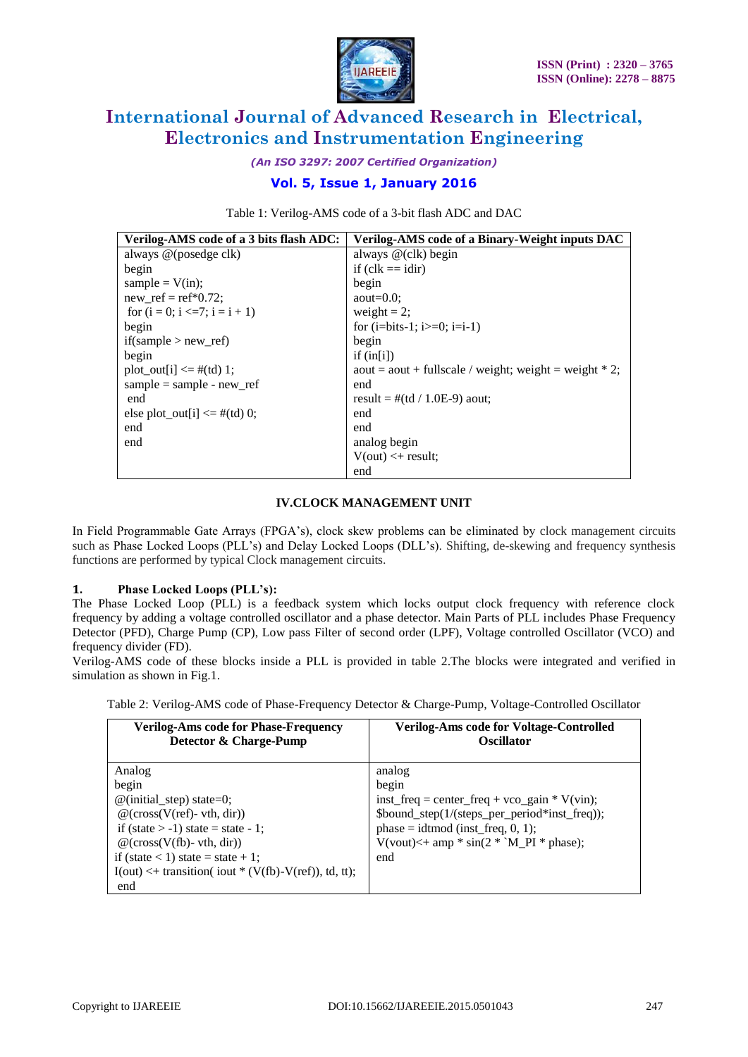Table 1: Verilog-AMS code of a 3-bit flash ADC and DAC

| Verilog-AMS code of a 3 bits flash ADC: | Verilog-AMS code of a Binary-Weight inputs DAC |
|---|---|
| always @(posedge clk)<br>begin<br>sample = V(in);<br>new_ref = ref*0.72;<br>for (i = 0; i <=7; i = i + 1)<br>begin<br>if(sample > new_ref)<br>begin<br>plot_out[i] <= #(td) 1;<br>sample = sample - new_ref<br>end<br>else plot_out[i] <= #(td) 0;<br>end<br>end | always @(clk) begin<br>if (clk == idir)<br>begin<br>aout=0.0;<br>weight = 2;<br>for (i=bits-1; i>=0; i=i-1)<br>begin<br>if (in[i])<br>aout = aout + fullscale / weight; weight = weight * 2;<br>end<br>result = #(td / 1.0E-9) aout;<br>end<br>end<br>analog begin<br>V(out) <+ result;<br>end |

## IV.CLOCK MANAGEMENT UNIT

In Field Programmable Gate Arrays (FPGA's), clock skew problems can be eliminated by clock management circuits such as Phase Locked Loops (PLL's) and Delay Locked Loops (DLL's). Shifting, de-skewing and frequency synthesis functions are performed by typical Clock management circuits.

### 1. Phase Locked Loops (PLL's):

The Phase Locked Loop (PLL) is a feedback system which locks output clock frequency with reference clock frequency by adding a voltage controlled oscillator and a phase detector. Main Parts of PLL includes Phase Frequency Detector (PFD), Charge Pump (CP), Low pass Filter of second order (LPF), Voltage controlled Oscillator (VCO) and frequency divider (FD).

Verilog-AMS code of these blocks inside a PLL is provided in table 2.The blocks were integrated and verified in simulation as shown in Fig.1.

Table 2: Verilog-AMS code of Phase-Frequency Detector & Charge-Pump, Voltage-Controlled Oscillator

| Verilog-Ams code for Phase-Frequency Detector & Charge-Pump | Verilog-Ams code for Voltage-Controlled Oscillator |
|---|---|
| Analog<br>begin<br>@(initial_step) state=0;<br>@(cross(V(ref)- vth, dir))<br>if (state > -1) state = state - 1;<br>@(cross(V(fb)- vth, dir))<br>if (state < 1) state = state + 1;<br>I(out) <+ transition( iout * (V(fb)-V(ref)), td, tt);<br>end | analog<br>begin<br>inst_freq = center_freq + vco_gain * V(vin);<br>$bound_step(1/(steps_per_period*inst_freq));<br>phase = idtmod (inst_freq, 0, 1);<br>V(vout)<+ amp * sin(2 * `M_PI * phase);<br>end |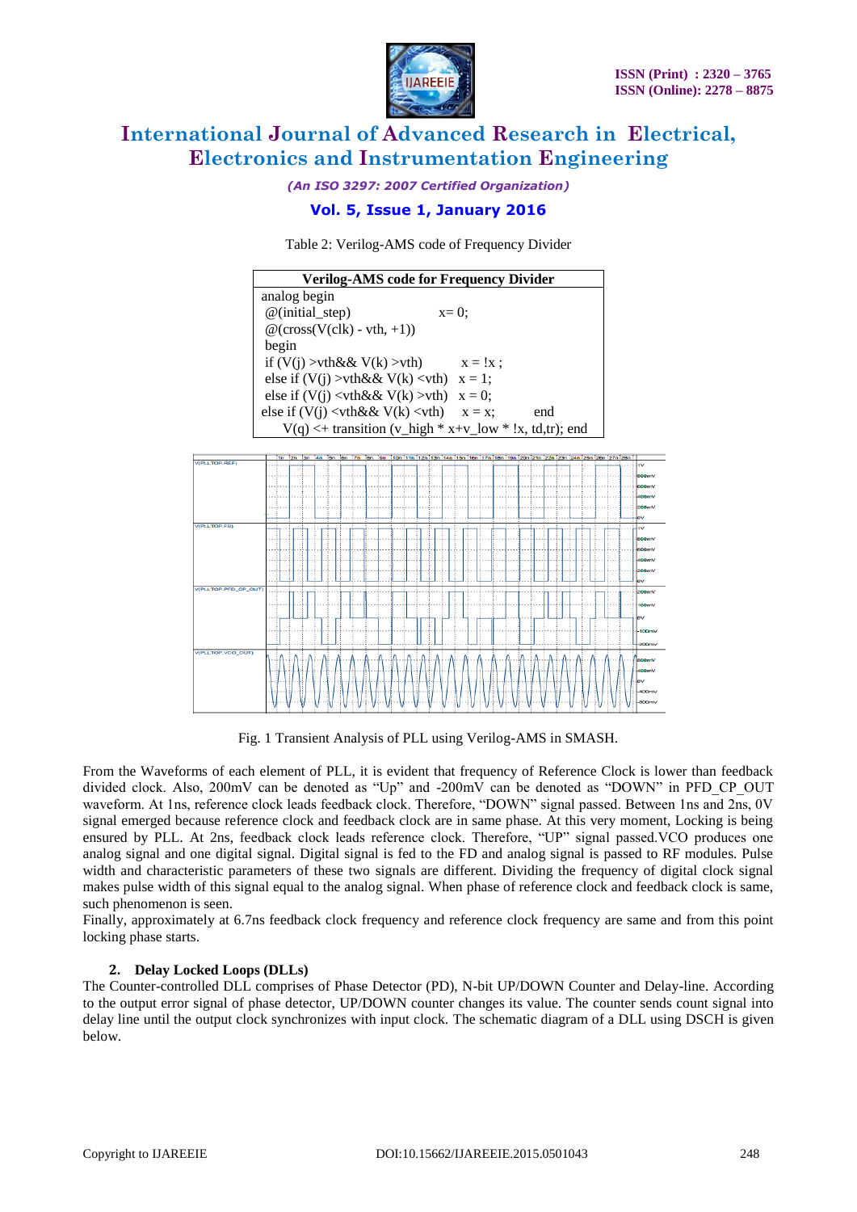Table 2: Verilog-AMS code of Frequency Divider

| Verilog-AMS code for Frequency Divider |
|---|
| analog begin<br>@(initial_step) x= 0;<br>@(cross(V(clk) - vth, +1))<br>begin<br>if (V(j) >vth&& V(k) >vth) x = !x ;<br>else if (V(j) >vth&& V(k) <vth) x = 1;<br>else if (V(j) <vth&& V(k) >vth) x = 0;<br>else if (V(j) <vth&& V(k) <vth) x = x; end<br>V(q) <+ transition (v_high * x+v_low * !x, td,tr); end |

Fig. 1 Transient Analysis of PLL using Verilog-AMS in SMASH.

From the Waveforms of each element of PLL, it is evident that frequency of Reference Clock is lower than feedback divided clock. Also, 200mV can be denoted as "Up" and -200mV can be denoted as "DOWN" in PFD_CP_OUT waveform. At 1ns, reference clock leads feedback clock. Therefore, "DOWN" signal passed. Between 1ns and 2ns, 0V signal emerged because reference clock and feedback clock are in same phase. At this very moment, Locking is being ensured by PLL. At 2ns, feedback clock leads reference clock. Therefore, "UP" signal passed.VCO produces one analog signal and one digital signal. Digital signal is fed to the FD and analog signal is passed to RF modules. Pulse width and characteristic parameters of these two signals are different. Dividing the frequency of digital clock signal makes pulse width of this signal equal to the analog signal. When phase of reference clock and feedback clock is same, such phenomenon is seen.

Finally, approximately at 6.7ns feedback clock frequency and reference clock frequency are same and from this point locking phase starts.

### 2. Delay Locked Loops (DLLs)

The Counter-controlled DLL comprises of Phase Detector (PD), N-bit UP/DOWN Counter and Delay-line. According to the output error signal of phase detector, UP/DOWN counter changes its value. The counter sends count signal into delay line until the output clock synchronizes with input clock. The schematic diagram of a DLL using DSCH is given below.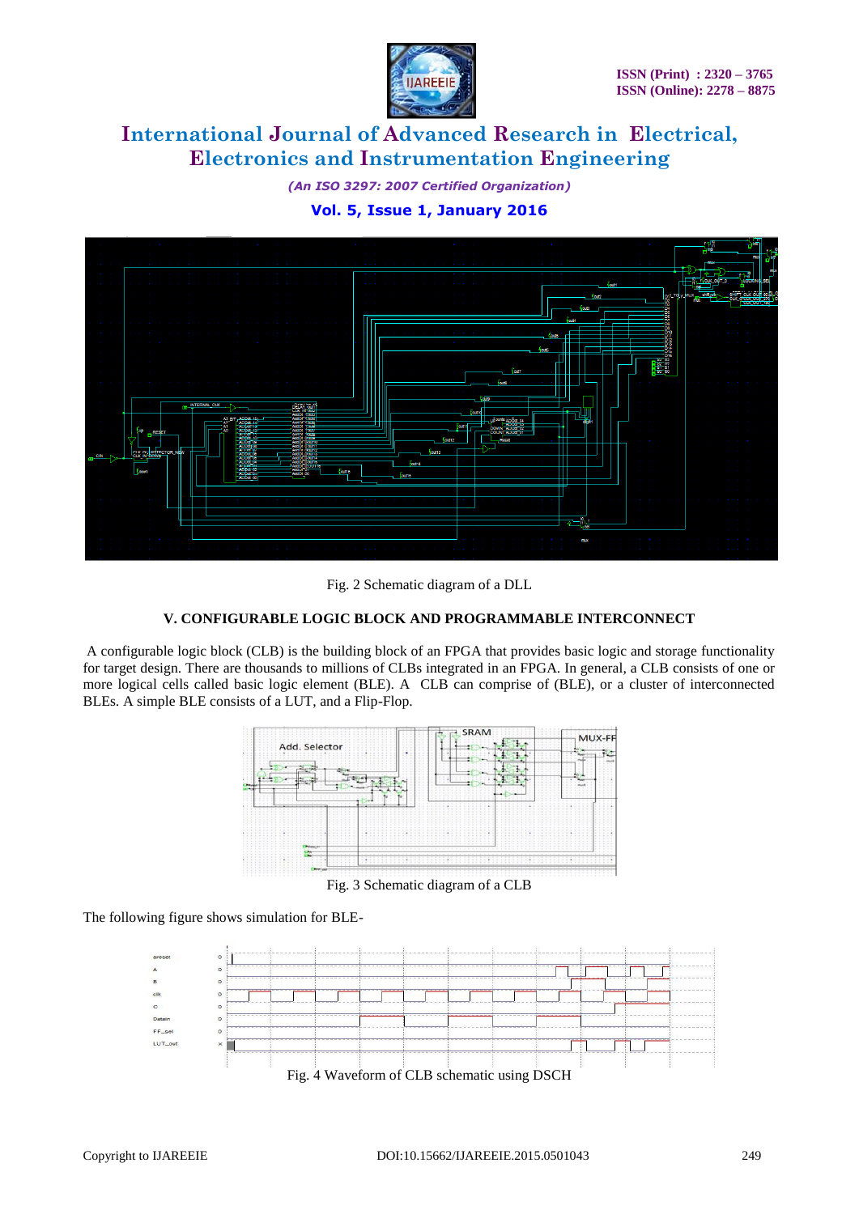Fig. 2 Schematic diagram of a DLL

### V. CONFIGURABLE LOGIC BLOCK AND PROGRAMMABLE INTERCONNECT

A configurable logic block (CLB) is the building block of an FPGA that provides basic logic and storage functionality for target design. There are thousands to millions of CLBs integrated in an FPGA. In general, a CLB consists of one or more logical cells called basic logic element (BLE). A CLB can comprise of (BLE), or a cluster of interconnected BLEs. A simple BLE consists of a LUT, and a Flip-Flop.

Fig. 3 Schematic diagram of a CLB

The following figure shows simulation for BLE-

Fig. 4 Waveform of CLB schematic using DSCH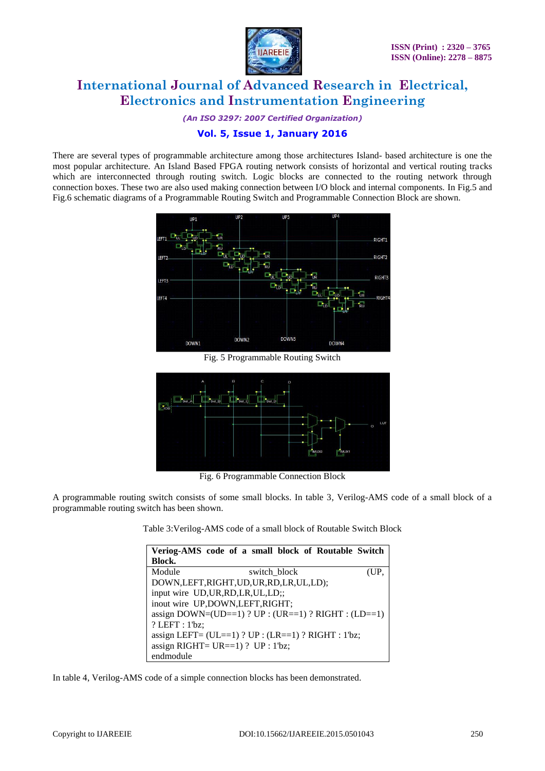There are several types of programmable architecture among those architectures Island- based architecture is one the most popular architecture. An Island Based FPGA routing network consists of horizontal and vertical routing tracks which are interconnected through routing switch. Logic blocks are connected to the routing network through connection boxes. These two are also used making connection between I/O block and internal components. In Fig.5 and Fig.6 schematic diagrams of a Programmable Routing Switch and Programmable Connection Block are shown.

Fig. 5 Programmable Routing Switch

Fig. 6 Programmable Connection Block

A programmable routing switch consists of some small blocks. In table 3, Verilog-AMS code of a small block of a programmable routing switch has been shown.

Table 3:Verilog-AMS code of a small block of Routable Switch Block

| **Veriog-AMS code of a small block of Routable Switch Block.** |
|---|
| Module switch_block (UP, DOWN,LEFT,RIGHT,UD,UR,RD,LR,UL,LD);<br>input wire UD,UR,RD,LR,UL,LD;;<br>inout wire UP,DOWN,LEFT,RIGHT;<br>assign DOWN=(UD==1) ? UP : (UR==1) ? RIGHT : (LD==1) ? LEFT : 1'bz;<br>assign LEFT= (UL==1) ? UP : (LR==1) ? RIGHT : 1'bz;<br>assign RIGHT= UR==1) ? UP : 1'bz;<br>endmodule |

In table 4, Verilog-AMS code of a simple connection blocks has been demonstrated.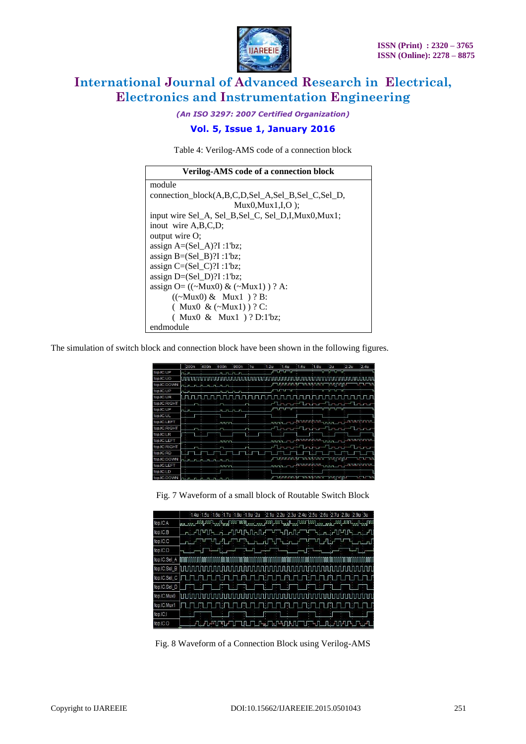Table 4: Verilog-AMS code of a connection block

| Verilog-AMS code of a connection block |
|---|
| module<br>connection_block(A,B,C,D,Sel_A,Sel_B,Sel_C,Sel_D,<br>Mux0,Mux1,I,O );<br>input wire Sel_A, Sel_B,Sel_C, Sel_D,I,Mux0,Mux1;<br>inout wire A,B,C,D;<br>output wire O;<br>assign A=(Sel_A)?I :1'bz;<br>assign B=(Sel_B)?I :1'bz;<br>assign C=(Sel_C)?I :1'bz;<br>assign D=(Sel_D)?I :1'bz;<br>assign O= ((~Mux0) & (~Mux1) ) ? A:<br>((~Mux0) & Mux1 ) ? B:<br>( Mux0 & (~Mux1) ) ? C:<br>( Mux0 & Mux1 ) ? D:1'bz;<br>endmodule |

The simulation of switch block and connection block have been shown in the following figures.

Fig. 7 Waveform of a small block of Routable Switch Block

Fig. 8 Waveform of a Connection Block using Verilog-AMS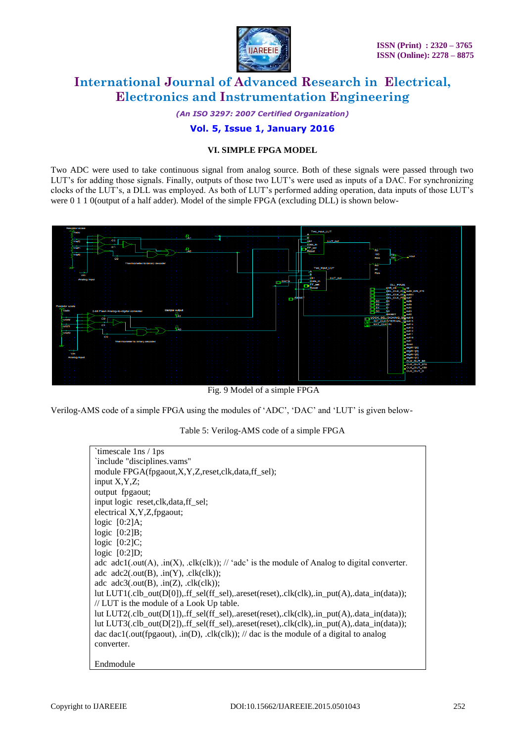### VI. SIMPLE FPGA MODEL

Two ADC were used to take continuous signal from analog source. Both of these signals were passed through two LUT's for adding those signals. Finally, outputs of those two LUT's were used as inputs of a DAC. For synchronizing clocks of the LUT's, a DLL was employed. As both of LUT's performed adding operation, data inputs of those LUT's were 0 1 1 0(output of a half adder). Model of the simple FPGA (excluding DLL) is shown below-

Fig. 9 Model of a simple FPGA

Verilog-AMS code of a simple FPGA using the modules of 'ADC', 'DAC' and 'LUT' is given below-

Table 5: Verilog-AMS code of a simple FPGA

```
`timescale 1ns / 1ps
`include "disciplines.vams"
module FPGA(fpgaout,X,Y,Z,reset,clk,data,ff_sel);
input X,Y,Z;
output  fpgaout;
input logic  reset,clk,data,ff_sel;
electrical X,Y,Z,fpgaout;
logic  [0:2]A;
logic  [0:2]B;
logic  [0:2]C;
logic  [0:2]D;
adc  adc1(.out(A), .in(X), .clk(clk)); // 'adc' is the module of Analog to digital converter.
adc  adc2(.out(B), .in(Y), .clk(clk));
adc  adc3(.out(B), .in(Z), .clk(clk));
lut LUT1(.clb_out(D[0]),.ff_sel(ff_sel),.areset(reset),.clk(clk),.in_put(A),.data_in(data));
// LUT is the module of a Look Up table.
lut LUT2(.clb_out(D[1]),.ff_sel(ff_sel),.areset(reset),.clk(clk),.in_put(A),.data_in(data));
lut LUT3(.clb_out(D[2]),.ff_sel(ff_sel),.areset(reset),.clk(clk),.in_put(A),.data_in(data));
dac dac1(.out(fpgaout), .in(D), .clk(clk)); // dac is the module of a digital to analog
converter.

Endmodule
```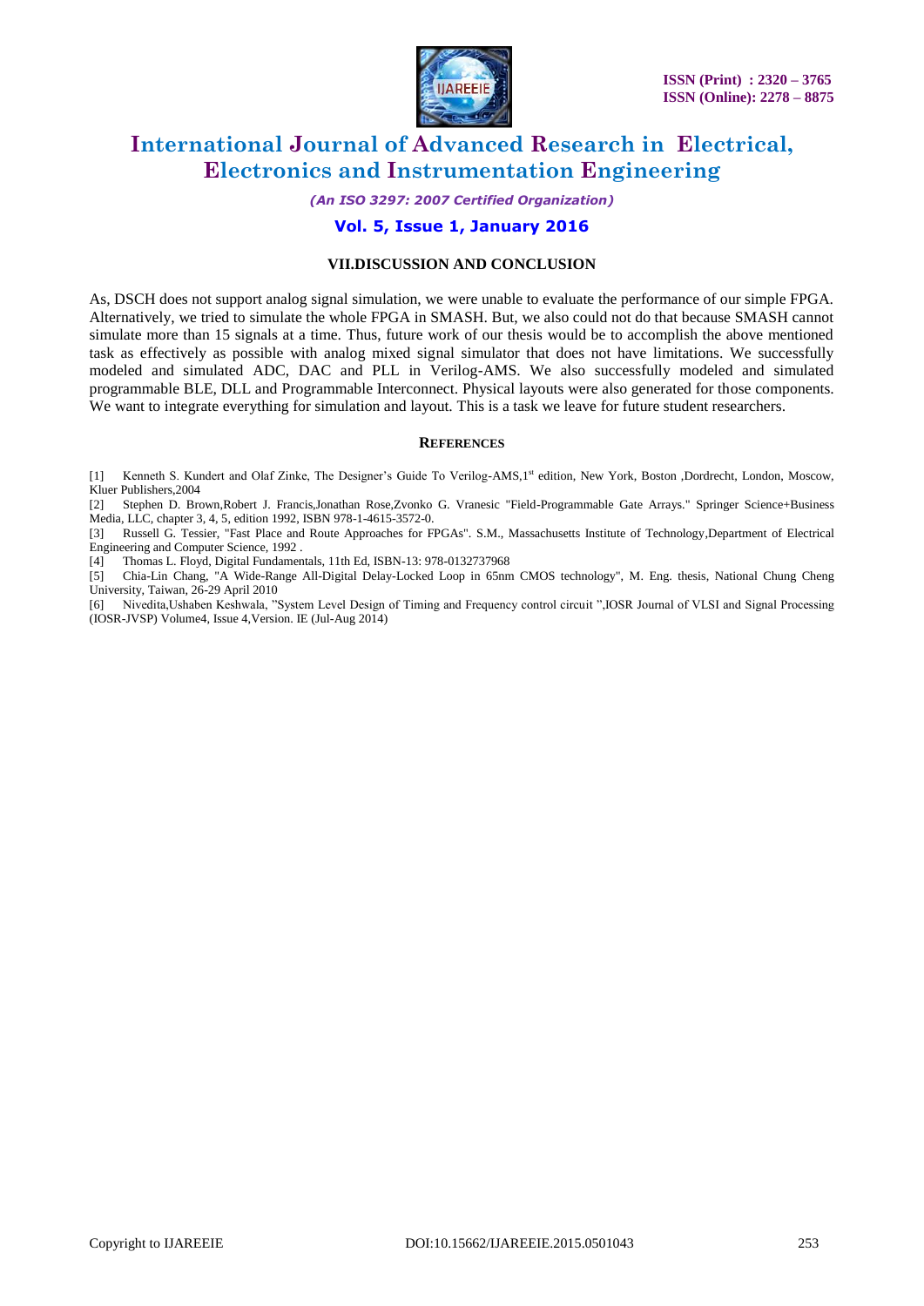## VII.DISCUSSION AND CONCLUSION

As, DSCH does not support analog signal simulation, we were unable to evaluate the performance of our simple FPGA. Alternatively, we tried to simulate the whole FPGA in SMASH. But, we also could not do that because SMASH cannot simulate more than 15 signals at a time. Thus, future work of our thesis would be to accomplish the above mentioned task as effectively as possible with analog mixed signal simulator that does not have limitations. We successfully modeled and simulated ADC, DAC and PLL in Verilog-AMS. We also successfully modeled and simulated programmable BLE, DLL and Programmable Interconnect. Physical layouts were also generated for those components. We want to integrate everything for simulation and layout. This is a task we leave for future student researchers.

## REFERENCES

[1] Kenneth S. Kundert and Olaf Zinke, The Designer's Guide To Verilog-AMS,1st edition, New York, Boston ,Dordrecht, London, Moscow, Kluer Publishers,2004

[2] Stephen D. Brown,Robert J. Francis,Jonathan Rose,Zvonko G. Vranesic "Field-Programmable Gate Arrays." Springer Science+Business Media, LLC, chapter 3, 4, 5, edition 1992, ISBN 978-1-4615-3572-0.

[3] Russell G. Tessier, "Fast Place and Route Approaches for FPGAs". S.M., Massachusetts Institute of Technology,Department of Electrical Engineering and Computer Science, 1992 .

[4] Thomas L. Floyd, Digital Fundamentals, 11th Ed, ISBN-13: 978-0132737968

[5] Chia-Lin Chang, "A Wide-Range All-Digital Delay-Locked Loop in 65nm CMOS technology", M. Eng. thesis, National Chung Cheng University, Taiwan, 26-29 April 2010

[6] Nivedita,Ushaben Keshwala, "System Level Design of Timing and Frequency control circuit ",IOSR Journal of VLSI and Signal Processing (IOSR-JVSP) Volume4, Issue 4,Version. IE (Jul-Aug 2014)